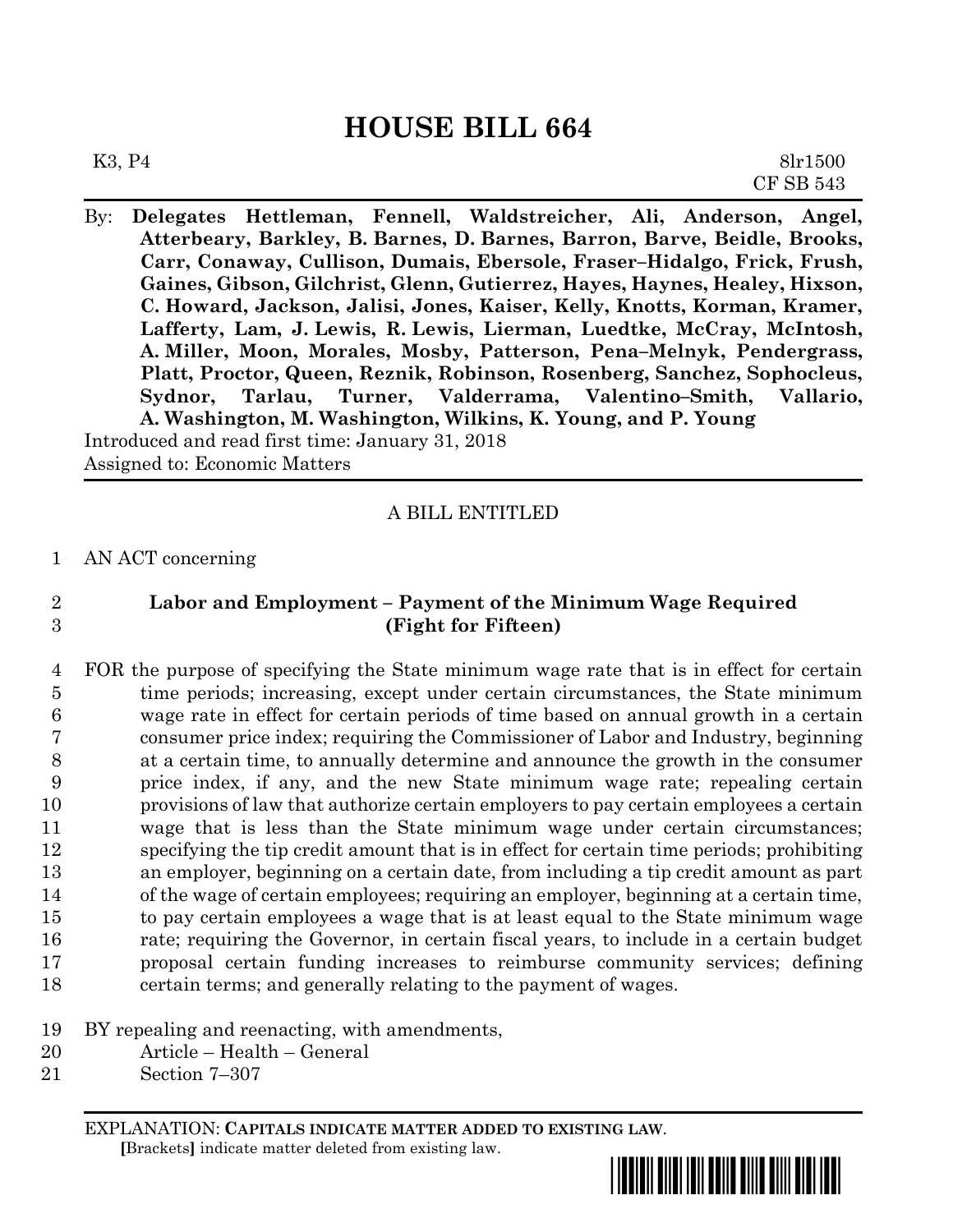# HOUSE BILL 664

K3, P4 8lr1500
CF SB 543

By: **Delegates Hettleman, Fennell, Waldstreicher, Ali, Anderson, Angel, Atterbeary, Barkley, B. Barnes, D. Barnes, Barron, Barve, Beidle, Brooks, Carr, Conaway, Cullison, Dumais, Ebersole, Fraser–Hidalgo, Frick, Frush, Gaines, Gibson, Gilchrist, Glenn, Gutierrez, Hayes, Haynes, Healey, Hixson, C. Howard, Jackson, Jalisi, Jones, Kaiser, Kelly, Knotts, Korman, Kramer, Lafferty, Lam, J. Lewis, R. Lewis, Lierman, Luedtke, McCray, McIntosh, A. Miller, Moon, Morales, Mosby, Patterson, Pena–Melnyk, Pendergrass, Platt, Proctor, Queen, Reznik, Robinson, Rosenberg, Sanchez, Sophocleus, Sydnor, Tarlau, Turner, Valderrama, Valentino–Smith, Vallario, A. Washington, M. Washington, Wilkins, K. Young, and P. Young**

Introduced and read first time: January 31, 2018
Assigned to: Economic Matters

A BILL ENTITLED

1 AN ACT concerning

2 **Labor and Employment – Payment of the Minimum Wage Required**
3 **(Fight for Fifteen)**

4 FOR the purpose of specifying the State minimum wage rate that is in effect for certain
5 time periods; increasing, except under certain circumstances, the State minimum
6 wage rate in effect for certain periods of time based on annual growth in a certain
7 consumer price index; requiring the Commissioner of Labor and Industry, beginning
8 at a certain time, to annually determine and announce the growth in the consumer
9 price index, if any, and the new State minimum wage rate; repealing certain
10 provisions of law that authorize certain employers to pay certain employees a certain
11 wage that is less than the State minimum wage under certain circumstances;
12 specifying the tip credit amount that is in effect for certain time periods; prohibiting
13 an employer, beginning on a certain date, from including a tip credit amount as part
14 of the wage of certain employees; requiring an employer, beginning at a certain time,
15 to pay certain employees a wage that is at least equal to the State minimum wage
16 rate; requiring the Governor, in certain fiscal years, to include in a certain budget
17 proposal certain funding increases to reimburse community services; defining
18 certain terms; and generally relating to the payment of wages.

19 BY repealing and reenacting, with amendments,
20 Article – Health – General
21 Section 7–307

EXPLANATION: **CAPITALS INDICATE MATTER ADDED TO EXISTING LAW.**
**[**Brackets**]** indicate matter deleted from existing law.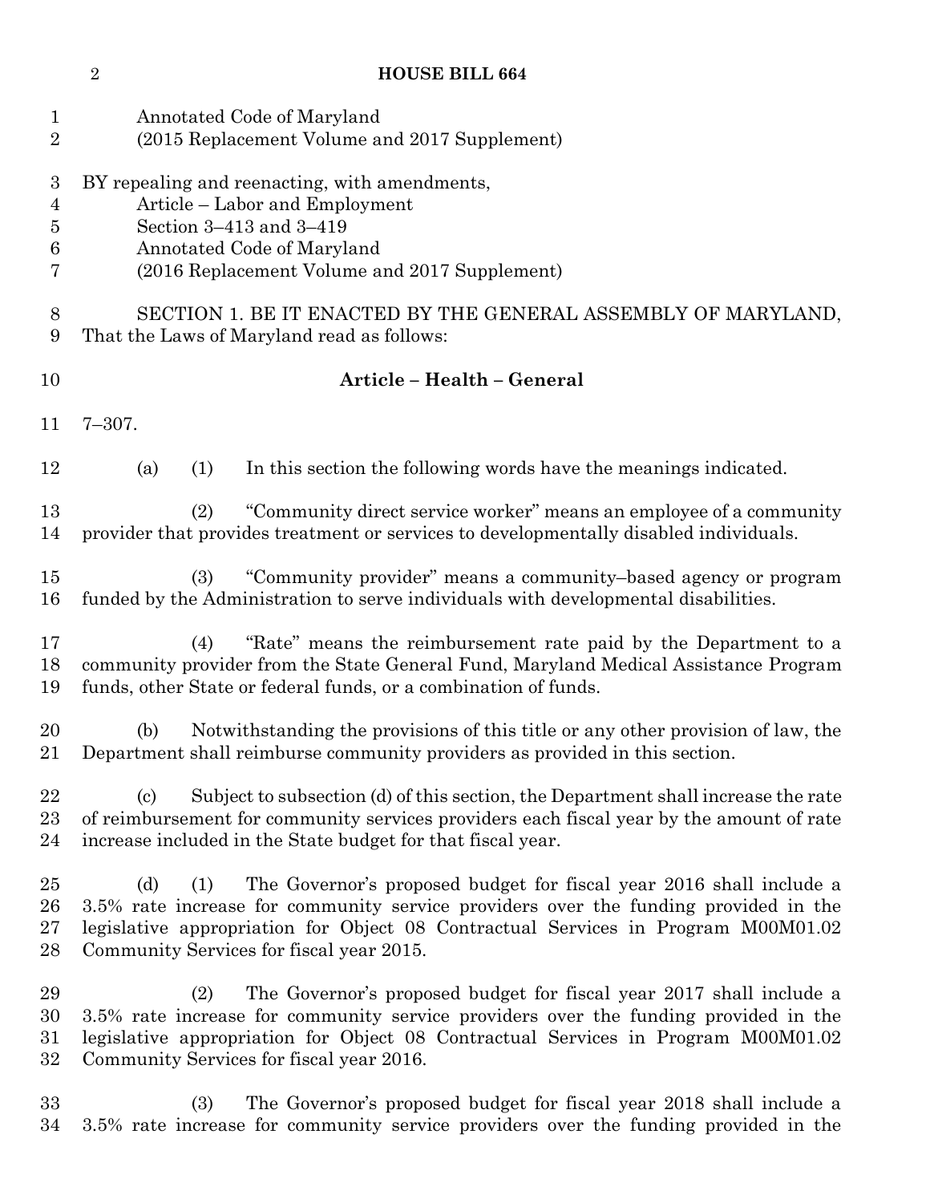Annotated Code of Maryland
(2015 Replacement Volume and 2017 Supplement)

BY repealing and reenacting, with amendments,
Article – Labor and Employment
Section 3–413 and 3–419
Annotated Code of Maryland
(2016 Replacement Volume and 2017 Supplement)

SECTION 1. BE IT ENACTED BY THE GENERAL ASSEMBLY OF MARYLAND, That the Laws of Maryland read as follows:

**Article – Health – General**

7–307.

(a) (1) In this section the following words have the meanings indicated.

(2) "Community direct service worker" means an employee of a community provider that provides treatment or services to developmentally disabled individuals.

(3) "Community provider" means a community–based agency or program funded by the Administration to serve individuals with developmental disabilities.

(4) "Rate" means the reimbursement rate paid by the Department to a community provider from the State General Fund, Maryland Medical Assistance Program funds, other State or federal funds, or a combination of funds.

(b) Notwithstanding the provisions of this title or any other provision of law, the Department shall reimburse community providers as provided in this section.

(c) Subject to subsection (d) of this section, the Department shall increase the rate of reimbursement for community services providers each fiscal year by the amount of rate increase included in the State budget for that fiscal year.

(d) (1) The Governor's proposed budget for fiscal year 2016 shall include a 3.5% rate increase for community service providers over the funding provided in the legislative appropriation for Object 08 Contractual Services in Program M00M01.02 Community Services for fiscal year 2015.

(2) The Governor's proposed budget for fiscal year 2017 shall include a 3.5% rate increase for community service providers over the funding provided in the legislative appropriation for Object 08 Contractual Services in Program M00M01.02 Community Services for fiscal year 2016.

(3) The Governor's proposed budget for fiscal year 2018 shall include a 3.5% rate increase for community service providers over the funding provided in the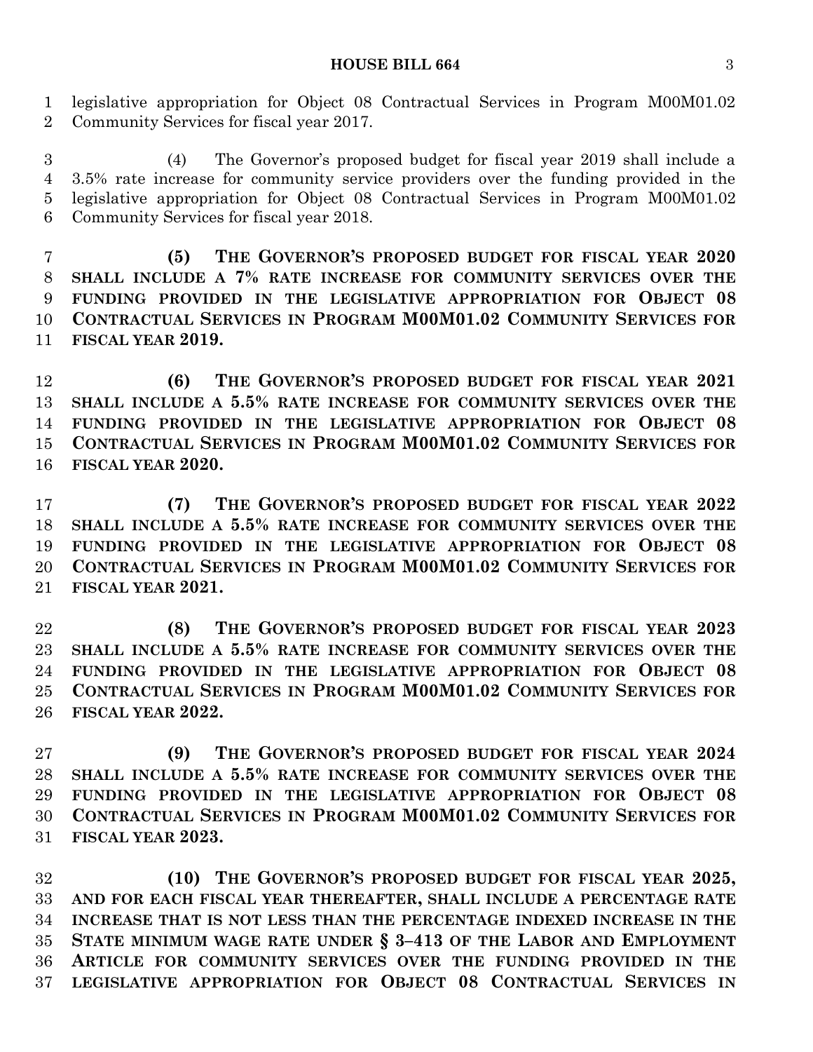legislative appropriation for Object 08 Contractual Services in Program M00M01.02 Community Services for fiscal year 2017.

(4) The Governor's proposed budget for fiscal year 2019 shall include a 3.5% rate increase for community service providers over the funding provided in the legislative appropriation for Object 08 Contractual Services in Program M00M01.02 Community Services for fiscal year 2018.

**(5) THE GOVERNOR'S PROPOSED BUDGET FOR FISCAL YEAR 2020 SHALL INCLUDE A 7% RATE INCREASE FOR COMMUNITY SERVICES OVER THE FUNDING PROVIDED IN THE LEGISLATIVE APPROPRIATION FOR OBJECT 08 CONTRACTUAL SERVICES IN PROGRAM M00M01.02 COMMUNITY SERVICES FOR FISCAL YEAR 2019.**

**(6) THE GOVERNOR'S PROPOSED BUDGET FOR FISCAL YEAR 2021 SHALL INCLUDE A 5.5% RATE INCREASE FOR COMMUNITY SERVICES OVER THE FUNDING PROVIDED IN THE LEGISLATIVE APPROPRIATION FOR OBJECT 08 CONTRACTUAL SERVICES IN PROGRAM M00M01.02 COMMUNITY SERVICES FOR FISCAL YEAR 2020.**

**(7) THE GOVERNOR'S PROPOSED BUDGET FOR FISCAL YEAR 2022 SHALL INCLUDE A 5.5% RATE INCREASE FOR COMMUNITY SERVICES OVER THE FUNDING PROVIDED IN THE LEGISLATIVE APPROPRIATION FOR OBJECT 08 CONTRACTUAL SERVICES IN PROGRAM M00M01.02 COMMUNITY SERVICES FOR FISCAL YEAR 2021.**

**(8) THE GOVERNOR'S PROPOSED BUDGET FOR FISCAL YEAR 2023 SHALL INCLUDE A 5.5% RATE INCREASE FOR COMMUNITY SERVICES OVER THE FUNDING PROVIDED IN THE LEGISLATIVE APPROPRIATION FOR OBJECT 08 CONTRACTUAL SERVICES IN PROGRAM M00M01.02 COMMUNITY SERVICES FOR FISCAL YEAR 2022.**

**(9) THE GOVERNOR'S PROPOSED BUDGET FOR FISCAL YEAR 2024 SHALL INCLUDE A 5.5% RATE INCREASE FOR COMMUNITY SERVICES OVER THE FUNDING PROVIDED IN THE LEGISLATIVE APPROPRIATION FOR OBJECT 08 CONTRACTUAL SERVICES IN PROGRAM M00M01.02 COMMUNITY SERVICES FOR FISCAL YEAR 2023.**

**(10) THE GOVERNOR'S PROPOSED BUDGET FOR FISCAL YEAR 2025, AND FOR EACH FISCAL YEAR THEREAFTER, SHALL INCLUDE A PERCENTAGE RATE INCREASE THAT IS NOT LESS THAN THE PERCENTAGE INDEXED INCREASE IN THE STATE MINIMUM WAGE RATE UNDER § 3–413 OF THE LABOR AND EMPLOYMENT ARTICLE FOR COMMUNITY SERVICES OVER THE FUNDING PROVIDED IN THE LEGISLATIVE APPROPRIATION FOR OBJECT 08 CONTRACTUAL SERVICES IN**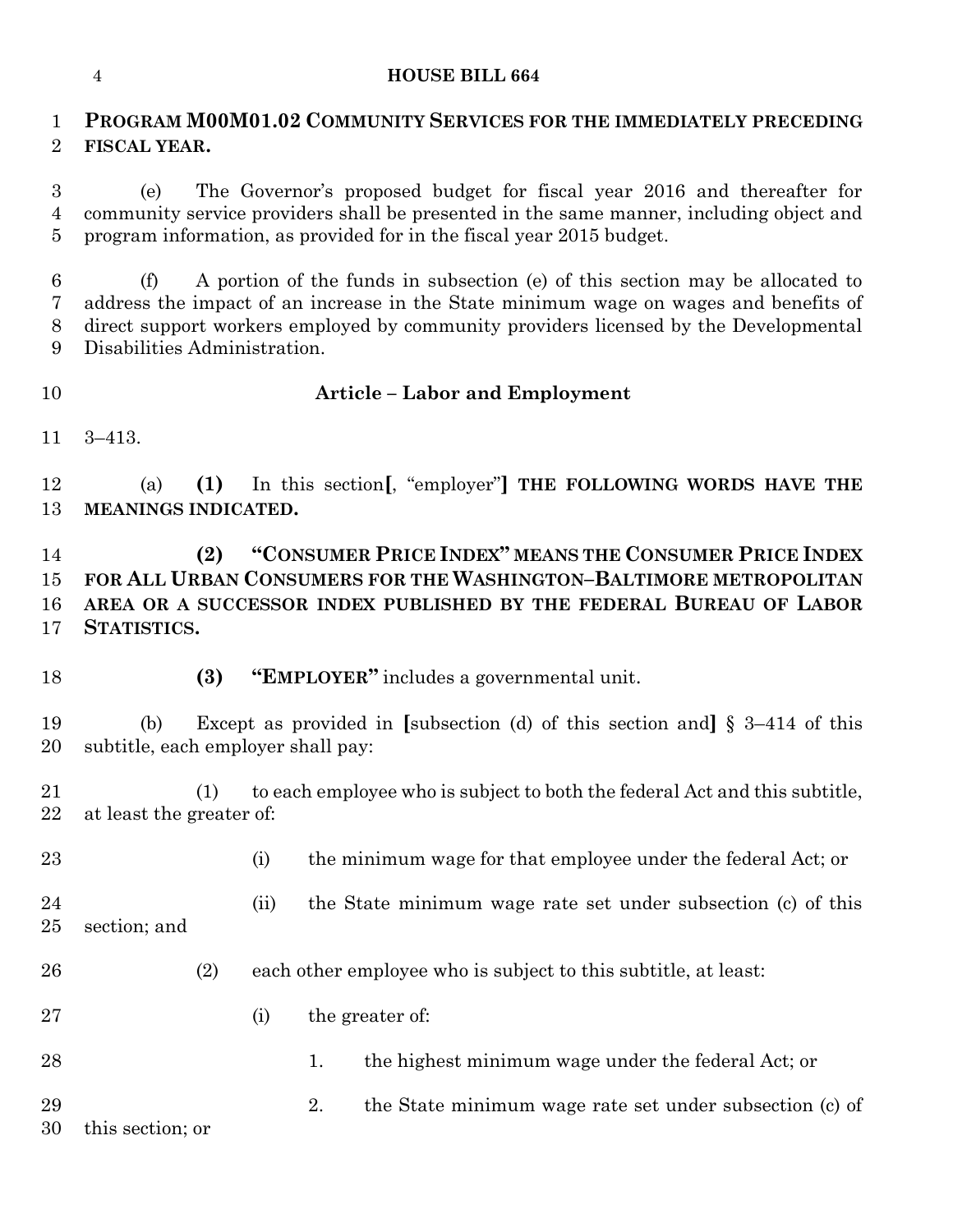**PROGRAM M00M01.02 COMMUNITY SERVICES FOR THE IMMEDIATELY PRECEDING FISCAL YEAR.**

(e) The Governor's proposed budget for fiscal year 2016 and thereafter for community service providers shall be presented in the same manner, including object and program information, as provided for in the fiscal year 2015 budget.

(f) A portion of the funds in subsection (e) of this section may be allocated to address the impact of an increase in the State minimum wage on wages and benefits of direct support workers employed by community providers licensed by the Developmental Disabilities Administration.

**Article – Labor and Employment**

3–413.

(a) **(1)** In this section**[**, "employer"**]** **THE FOLLOWING WORDS HAVE THE MEANINGS INDICATED.**

**(2) "CONSUMER PRICE INDEX" MEANS THE CONSUMER PRICE INDEX FOR ALL URBAN CONSUMERS FOR THE WASHINGTON–BALTIMORE METROPOLITAN AREA OR A SUCCESSOR INDEX PUBLISHED BY THE FEDERAL BUREAU OF LABOR STATISTICS.**

**(3) "EMPLOYER"** includes a governmental unit.

(b) Except as provided in **[**subsection (d) of this section and**]** § 3–414 of this subtitle, each employer shall pay:

(1) to each employee who is subject to both the federal Act and this subtitle, at least the greater of:

(i) the minimum wage for that employee under the federal Act; or

(ii) the State minimum wage rate set under subsection (c) of this section; and

(2) each other employee who is subject to this subtitle, at least:

(i) the greater of:

1. the highest minimum wage under the federal Act; or

2. the State minimum wage rate set under subsection (c) of this section; or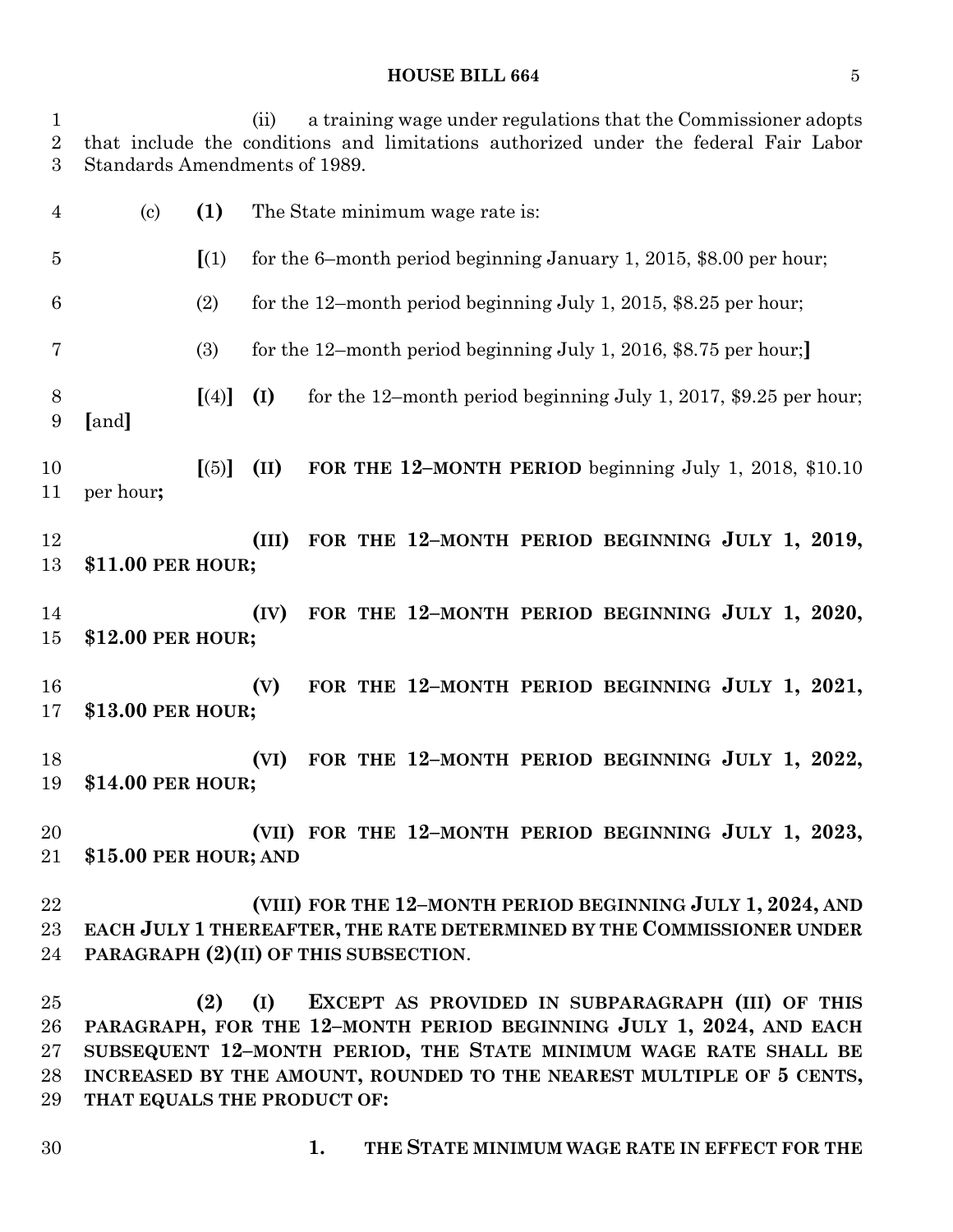(ii) a training wage under regulations that the Commissioner adopts that include the conditions and limitations authorized under the federal Fair Labor Standards Amendments of 1989.

(c) **(1)** The State minimum wage rate is:

**[**(1) for the 6–month period beginning January 1, 2015, $8.00 per hour;

(2) for the 12–month period beginning July 1, 2015, $8.25 per hour;

(3) for the 12–month period beginning July 1, 2016, $8.75 per hour;**]**

**[**(4)**]** **(I)** for the 12–month period beginning July 1, 2017, $9.25 per hour; **[**and**]**

**[**(5)**]** **(II)** **FOR THE 12–MONTH PERIOD** beginning July 1, 2018, $10.10 per hour**;**

**(III) FOR THE 12–MONTH PERIOD BEGINNING JULY 1, 2019, $11.00 PER HOUR;**

**(IV) FOR THE 12–MONTH PERIOD BEGINNING JULY 1, 2020, $12.00 PER HOUR;**

**(V) FOR THE 12–MONTH PERIOD BEGINNING JULY 1, 2021, $13.00 PER HOUR;**

**(VI) FOR THE 12–MONTH PERIOD BEGINNING JULY 1, 2022, $14.00 PER HOUR;**

**(VII) FOR THE 12–MONTH PERIOD BEGINNING JULY 1, 2023, $15.00 PER HOUR; AND**

**(VIII) FOR THE 12–MONTH PERIOD BEGINNING JULY 1, 2024, AND EACH JULY 1 THEREAFTER, THE RATE DETERMINED BY THE COMMISSIONER UNDER PARAGRAPH (2)(II) OF THIS SUBSECTION**.

**(2) (I) EXCEPT AS PROVIDED IN SUBPARAGRAPH (III) OF THIS PARAGRAPH, FOR THE 12–MONTH PERIOD BEGINNING JULY 1, 2024, AND EACH SUBSEQUENT 12–MONTH PERIOD, THE STATE MINIMUM WAGE RATE SHALL BE INCREASED BY THE AMOUNT, ROUNDED TO THE NEAREST MULTIPLE OF 5 CENTS, THAT EQUALS THE PRODUCT OF:**

**1. THE STATE MINIMUM WAGE RATE IN EFFECT FOR THE**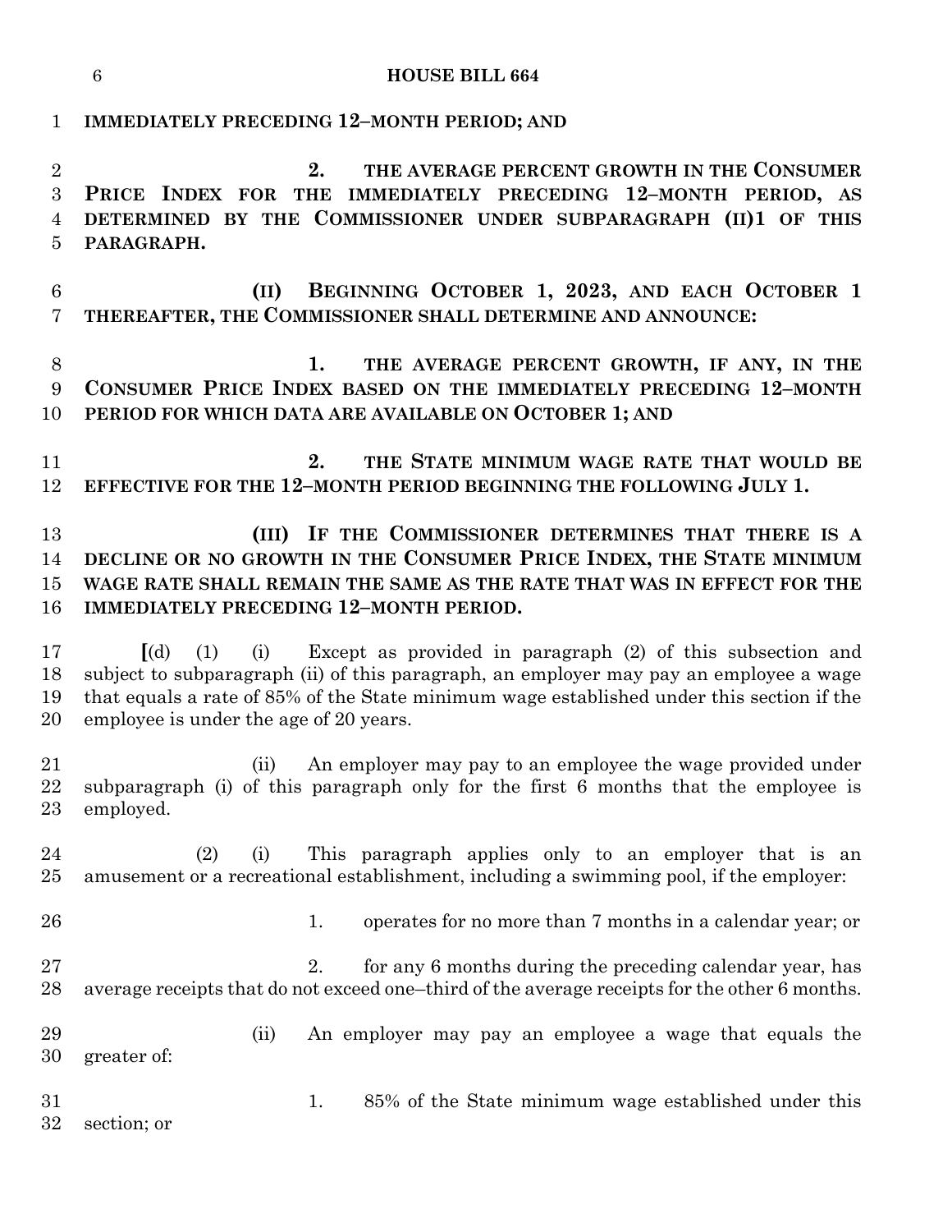IMMEDIATELY PRECEDING 12–MONTH PERIOD; AND

2. THE AVERAGE PERCENT GROWTH IN THE CONSUMER PRICE INDEX FOR THE IMMEDIATELY PRECEDING 12–MONTH PERIOD, AS DETERMINED BY THE COMMISSIONER UNDER SUBPARAGRAPH (II)1 OF THIS PARAGRAPH.

(II) BEGINNING OCTOBER 1, 2023, AND EACH OCTOBER 1 THEREAFTER, THE COMMISSIONER SHALL DETERMINE AND ANNOUNCE:

1. THE AVERAGE PERCENT GROWTH, IF ANY, IN THE CONSUMER PRICE INDEX BASED ON THE IMMEDIATELY PRECEDING 12–MONTH PERIOD FOR WHICH DATA ARE AVAILABLE ON OCTOBER 1; AND

2. THE STATE MINIMUM WAGE RATE THAT WOULD BE EFFECTIVE FOR THE 12–MONTH PERIOD BEGINNING THE FOLLOWING JULY 1.

(III) IF THE COMMISSIONER DETERMINES THAT THERE IS A DECLINE OR NO GROWTH IN THE CONSUMER PRICE INDEX, THE STATE MINIMUM WAGE RATE SHALL REMAIN THE SAME AS THE RATE THAT WAS IN EFFECT FOR THE IMMEDIATELY PRECEDING 12–MONTH PERIOD.

[(d) (1) (i) Except as provided in paragraph (2) of this subsection and subject to subparagraph (ii) of this paragraph, an employer may pay an employee a wage that equals a rate of 85% of the State minimum wage established under this section if the employee is under the age of 20 years.

(ii) An employer may pay to an employee the wage provided under subparagraph (i) of this paragraph only for the first 6 months that the employee is employed.

(2) (i) This paragraph applies only to an employer that is an amusement or a recreational establishment, including a swimming pool, if the employer:

1. operates for no more than 7 months in a calendar year; or

2. for any 6 months during the preceding calendar year, has average receipts that do not exceed one–third of the average receipts for the other 6 months.

(ii) An employer may pay an employee a wage that equals the greater of:

1. 85% of the State minimum wage established under this section; or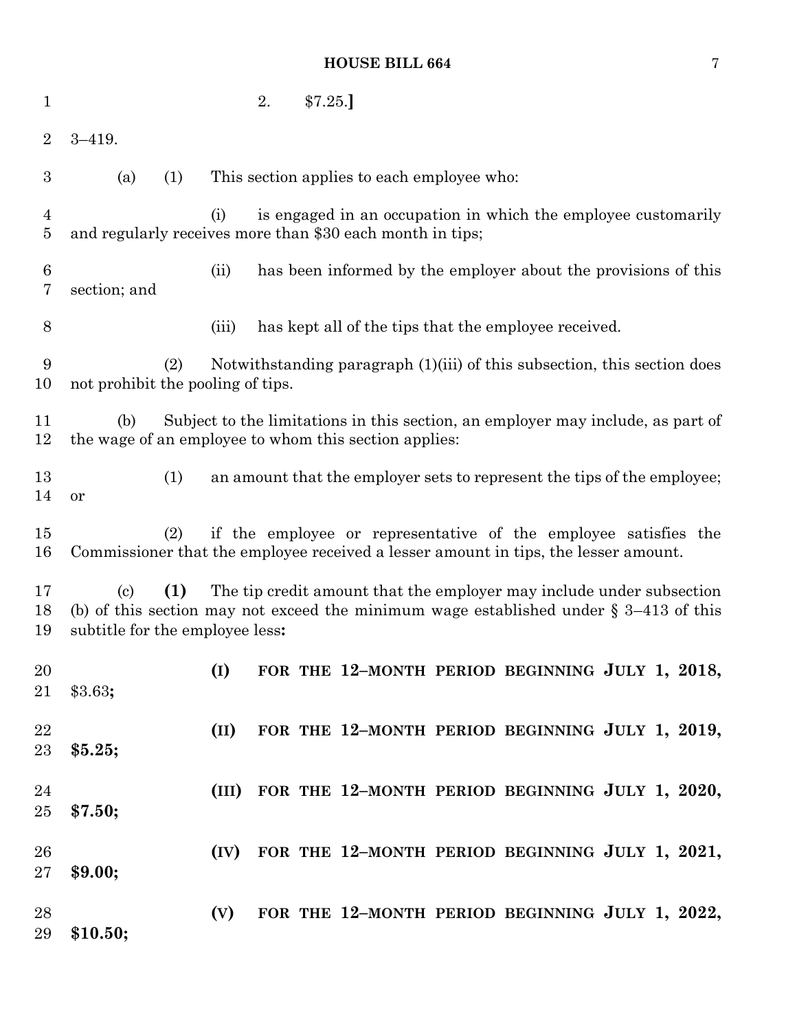2. $7.25.**]**

3–419.

(a) (1) This section applies to each employee who:

(i) is engaged in an occupation in which the employee customarily and regularly receives more than $30 each month in tips;

(ii) has been informed by the employer about the provisions of this section; and

(iii) has kept all of the tips that the employee received.

(2) Notwithstanding paragraph (1)(iii) of this subsection, this section does not prohibit the pooling of tips.

(b) Subject to the limitations in this section, an employer may include, as part of the wage of an employee to whom this section applies:

(1) an amount that the employer sets to represent the tips of the employee; or

(2) if the employee or representative of the employee satisfies the Commissioner that the employee received a lesser amount in tips, the lesser amount.

(c) **(1)** The tip credit amount that the employer may include under subsection (b) of this section may not exceed the minimum wage established under § 3–413 of this subtitle for the employee less**:**

**(I) FOR THE 12–MONTH PERIOD BEGINNING JULY 1, 2018,** $3.63**;**

**(II) FOR THE 12–MONTH PERIOD BEGINNING JULY 1, 2019, $5.25;**

**(III) FOR THE 12–MONTH PERIOD BEGINNING JULY 1, 2020, $7.50;**

**(IV) FOR THE 12–MONTH PERIOD BEGINNING JULY 1, 2021, $9.00;**

**(V) FOR THE 12–MONTH PERIOD BEGINNING JULY 1, 2022, $10.50;**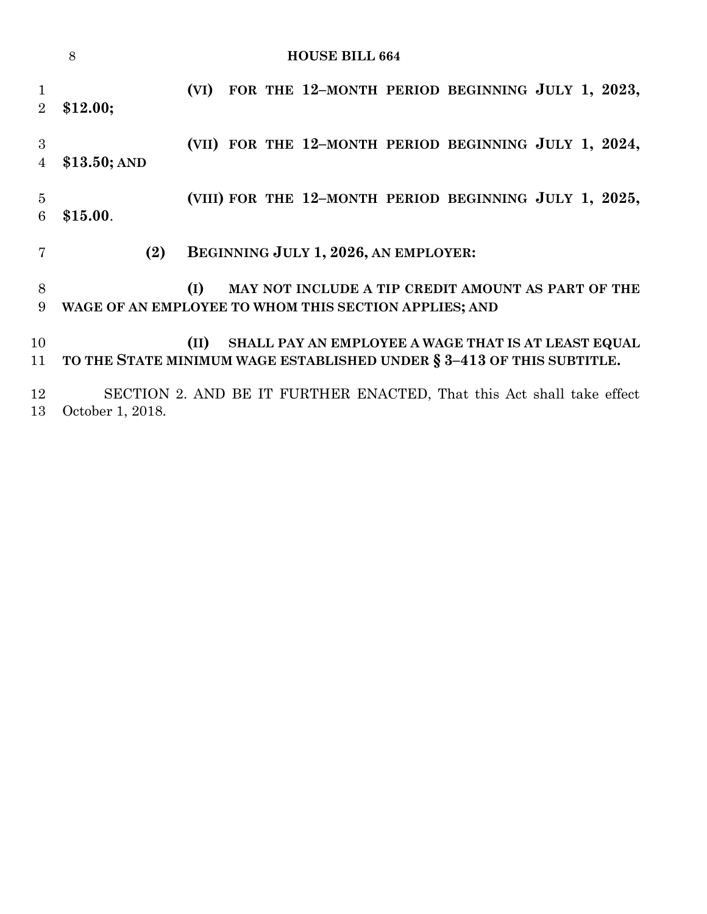**(VI) FOR THE 12–MONTH PERIOD BEGINNING JULY 1, 2023, $12.00;**

**(VII) FOR THE 12–MONTH PERIOD BEGINNING JULY 1, 2024, $13.50; AND**

**(VIII) FOR THE 12–MONTH PERIOD BEGINNING JULY 1, 2025, $15.00**.

**(2) BEGINNING JULY 1, 2026, AN EMPLOYER:**

**(I) MAY NOT INCLUDE A TIP CREDIT AMOUNT AS PART OF THE WAGE OF AN EMPLOYEE TO WHOM THIS SECTION APPLIES; AND**

**(II) SHALL PAY AN EMPLOYEE A WAGE THAT IS AT LEAST EQUAL TO THE STATE MINIMUM WAGE ESTABLISHED UNDER § 3–413 OF THIS SUBTITLE.**

SECTION 2. AND BE IT FURTHER ENACTED, That this Act shall take effect October 1, 2018.